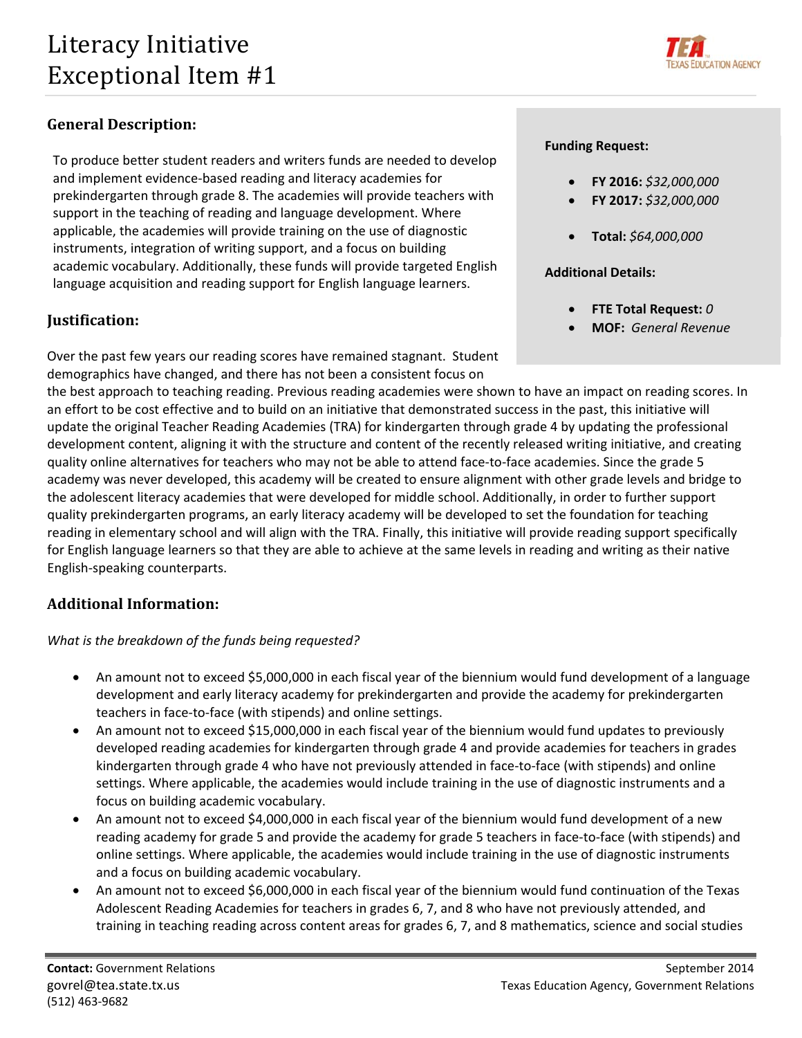# Literacy Initiative Exceptional Item #1

## General Description:

To produce better student readers and writers funds are needed to develop and implement evidence-based reading and literacy academies for prekindergarten through grade 8. The academies will provide teachers with support in the teaching of reading and language development. Where applicable, the academies will provide training on the use of diagnostic instruments, integration of writing support, and a focus on building academic vocabulary. Additionally, these funds will provide targeted English language acquisition and reading support for English language learners.

**Funding Request:**

- **FY 2016:** *$32,000,000*
- **FY 2017:** *$32,000,000*
- **Total:** *$64,000,000*

**Additional Details:**

- **FTE Total Request:** *0*
- **MOF:** *General Revenue*

## Justification:

Over the past few years our reading scores have remained stagnant. Student demographics have changed, and there has not been a consistent focus on the best approach to teaching reading. Previous reading academies were shown to have an impact on reading scores. In an effort to be cost effective and to build on an initiative that demonstrated success in the past, this initiative will update the original Teacher Reading Academies (TRA) for kindergarten through grade 4 by updating the professional development content, aligning it with the structure and content of the recently released writing initiative, and creating quality online alternatives for teachers who may not be able to attend face-to-face academies. Since the grade 5 academy was never developed, this academy will be created to ensure alignment with other grade levels and bridge to the adolescent literacy academies that were developed for middle school. Additionally, in order to further support quality prekindergarten programs, an early literacy academy will be developed to set the foundation for teaching reading in elementary school and will align with the TRA. Finally, this initiative will provide reading support specifically for English language learners so that they are able to achieve at the same levels in reading and writing as their native English-speaking counterparts.

## Additional Information:

*What is the breakdown of the funds being requested?*

- An amount not to exceed $5,000,000 in each fiscal year of the biennium would fund development of a language development and early literacy academy for prekindergarten and provide the academy for prekindergarten teachers in face-to-face (with stipends) and online settings.
- An amount not to exceed $15,000,000 in each fiscal year of the biennium would fund updates to previously developed reading academies for kindergarten through grade 4 and provide academies for teachers in grades kindergarten through grade 4 who have not previously attended in face-to-face (with stipends) and online settings. Where applicable, the academies would include training in the use of diagnostic instruments and a focus on building academic vocabulary.
- An amount not to exceed $4,000,000 in each fiscal year of the biennium would fund development of a new reading academy for grade 5 and provide the academy for grade 5 teachers in face-to-face (with stipends) and online settings. Where applicable, the academies would include training in the use of diagnostic instruments and a focus on building academic vocabulary.
- An amount not to exceed $6,000,000 in each fiscal year of the biennium would fund continuation of the Texas Adolescent Reading Academies for teachers in grades 6, 7, and 8 who have not previously attended, and training in teaching reading across content areas for grades 6, 7, and 8 mathematics, science and social studies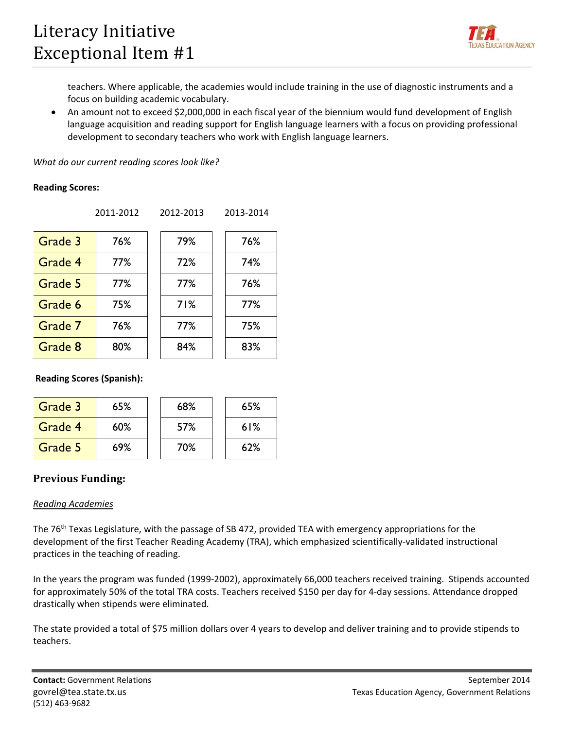teachers. Where applicable, the academies would include training in the use of diagnostic instruments and a focus on building academic vocabulary.

- An amount not to exceed $2,000,000 in each fiscal year of the biennium would fund development of English language acquisition and reading support for English language learners with a focus on providing professional development to secondary teachers who work with English language learners.

*What do our current reading scores look like?*

**Reading Scores:**

| | 2011-2012 | 2012-2013 | 2013-2014 |
|---|---|---|---|
| Grade 3 | 76% | 79% | 76% |
| Grade 4 | 77% | 72% | 74% |
| Grade 5 | 77% | 77% | 76% |
| Grade 6 | 75% | 71% | 77% |
| Grade 7 | 76% | 77% | 75% |
| Grade 8 | 80% | 84% | 83% |

**Reading Scores (Spanish):**

| | 2011-2012 | 2012-2013 | 2013-2014 |
|---|---|---|---|
| Grade 3 | 65% | 68% | 65% |
| Grade 4 | 60% | 57% | 61% |
| Grade 5 | 69% | 70% | 62% |

## Previous Funding:

__Reading Academies__

The 76th Texas Legislature, with the passage of SB 472, provided TEA with emergency appropriations for the development of the first Teacher Reading Academy (TRA), which emphasized scientifically-validated instructional practices in the teaching of reading.

In the years the program was funded (1999-2002), approximately 66,000 teachers received training. Stipends accounted for approximately 50% of the total TRA costs. Teachers received $150 per day for 4-day sessions. Attendance dropped drastically when stipends were eliminated.

The state provided a total of $75 million dollars over 4 years to develop and deliver training and to provide stipends to teachers.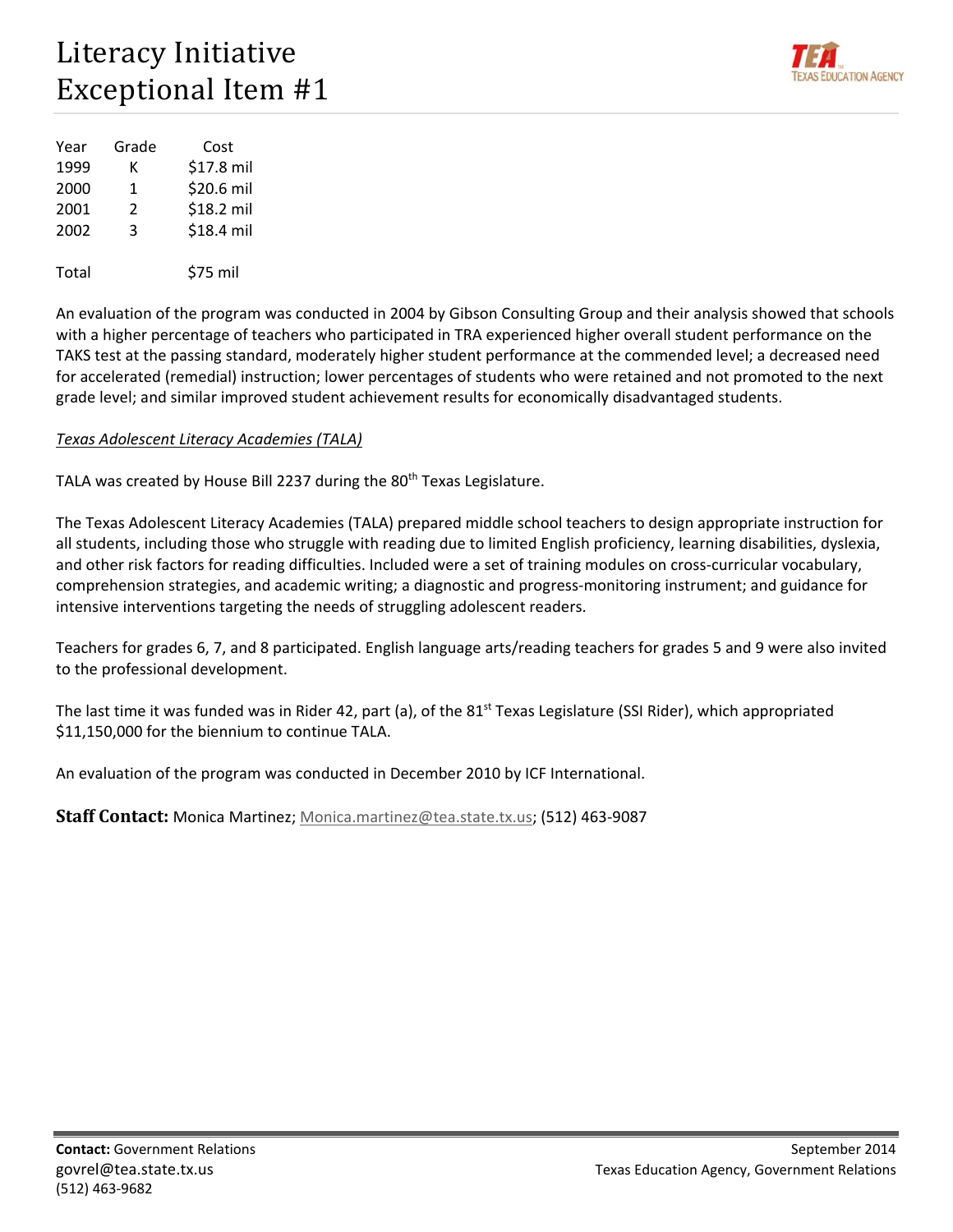# Literacy Initiative Exceptional Item #1

| Year | Grade | Cost |
|---|---|---|
| 1999 | K | $17.8 mil |
| 2000 | 1 | $20.6 mil |
| 2001 | 2 | $18.2 mil |
| 2002 | 3 | $18.4 mil |
| | | |
| Total | | $75 mil |

An evaluation of the program was conducted in 2004 by Gibson Consulting Group and their analysis showed that schools with a higher percentage of teachers who participated in TRA experienced higher overall student performance on the TAKS test at the passing standard, moderately higher student performance at the commended level; a decreased need for accelerated (remedial) instruction; lower percentages of students who were retained and not promoted to the next grade level; and similar improved student achievement results for economically disadvantaged students.

*Texas Adolescent Literacy Academies (TALA)*

TALA was created by House Bill 2237 during the 80th Texas Legislature.

The Texas Adolescent Literacy Academies (TALA) prepared middle school teachers to design appropriate instruction for all students, including those who struggle with reading due to limited English proficiency, learning disabilities, dyslexia, and other risk factors for reading difficulties. Included were a set of training modules on cross-curricular vocabulary, comprehension strategies, and academic writing; a diagnostic and progress-monitoring instrument; and guidance for intensive interventions targeting the needs of struggling adolescent readers.

Teachers for grades 6, 7, and 8 participated. English language arts/reading teachers for grades 5 and 9 were also invited to the professional development.

The last time it was funded was in Rider 42, part (a), of the 81st Texas Legislature (SSI Rider), which appropriated $11,150,000 for the biennium to continue TALA.

An evaluation of the program was conducted in December 2010 by ICF International.

**Staff Contact:** Monica Martinez; Monica.martinez@tea.state.tx.us; (512) 463-9087